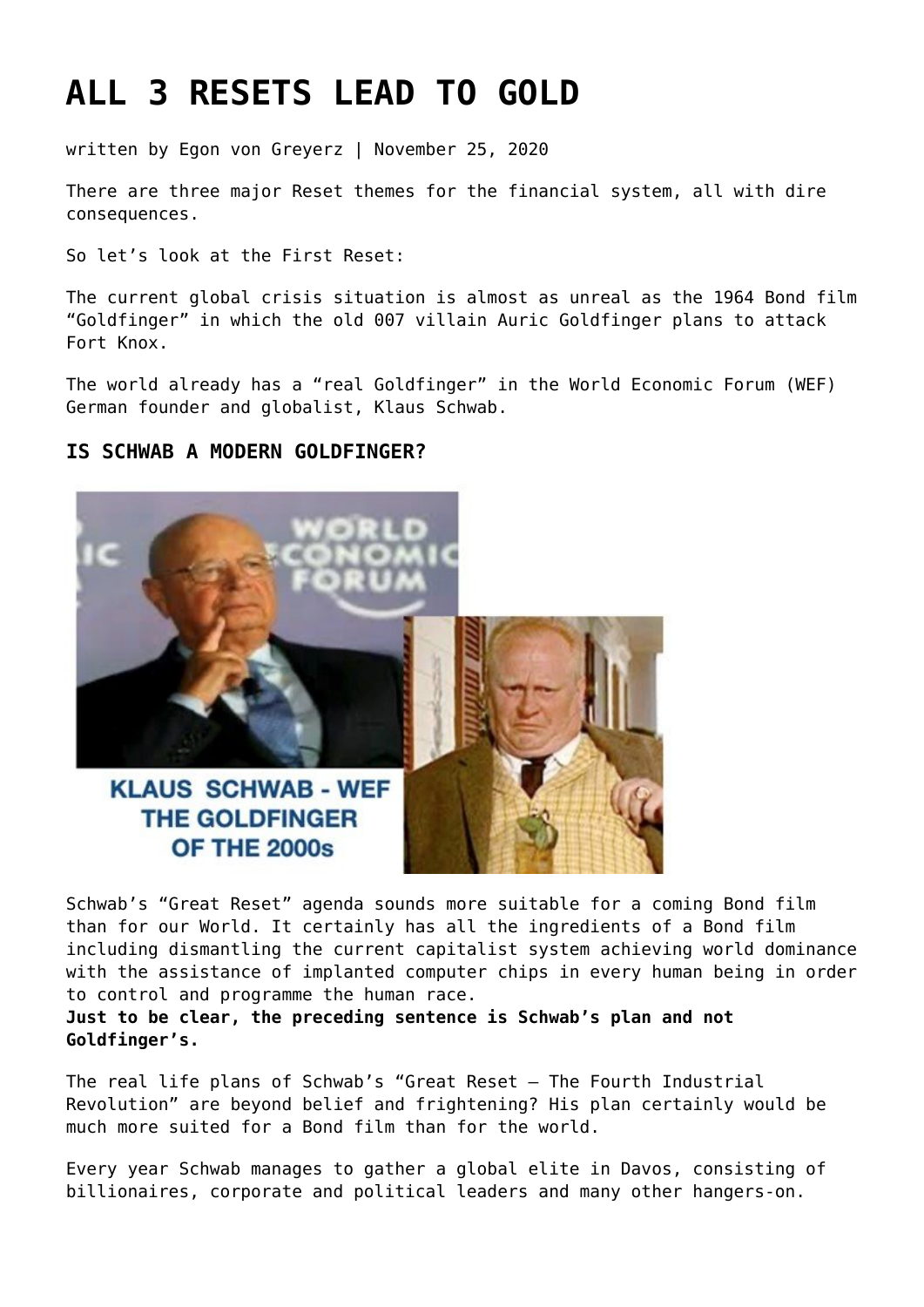# ALL 3 RESETS LEAD TO GOLD

written by Egon von Greyerz | November 25, 2020

There are three major Reset themes for the financial system, all with dire consequences.

So let's look at the First Reset:

The current global crisis situation is almost as unreal as the 1964 Bond film "Goldfinger" in which the old 007 villain Auric Goldfinger plans to attack Fort Knox.

The world already has a "real Goldfinger" in the World Economic Forum (WEF) German founder and globalist, Klaus Schwab.

### IS SCHWAB A MODERN GOLDFINGER?

KLAUS SCHWAB - WEF THE GOLDFINGER OF THE 2000s

Schwab's "Great Reset" agenda sounds more suitable for a coming Bond film than for our World. It certainly has all the ingredients of a Bond film including dismantling the current capitalist system achieving world dominance with the assistance of implanted computer chips in every human being in order to control and programme the human race.
**Just to be clear, the preceding sentence is Schwab's plan and not Goldfinger's.**

The real life plans of Schwab's "Great Reset – The Fourth Industrial Revolution" are beyond belief and frightening? His plan certainly would be much more suited for a Bond film than for the world.

Every year Schwab manages to gather a global elite in Davos, consisting of billionaires, corporate and political leaders and many other hangers-on.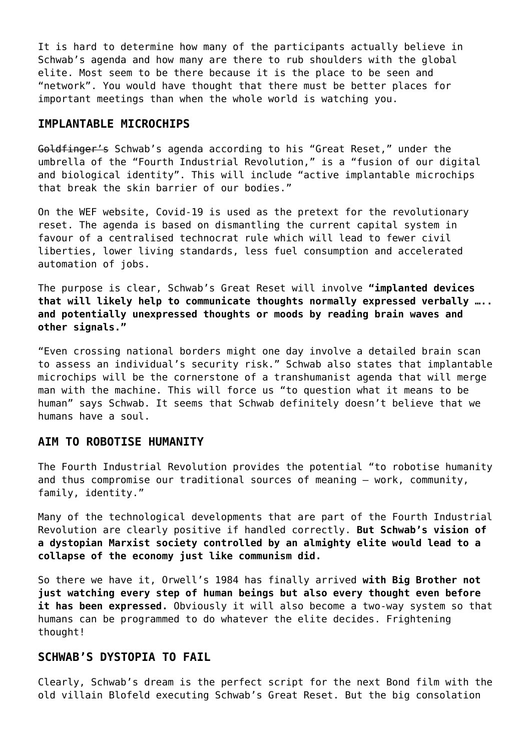It is hard to determine how many of the participants actually believe in Schwab's agenda and how many are there to rub shoulders with the global elite. Most seem to be there because it is the place to be seen and "network". You would have thought that there must be better places for important meetings than when the whole world is watching you.

## IMPLANTABLE MICROCHIPS

~~Goldfinger's~~ Schwab's agenda according to his "Great Reset," under the umbrella of the "Fourth Industrial Revolution," is a "fusion of our digital and biological identity". This will include "active implantable microchips that break the skin barrier of our bodies."

On the WEF website, Covid-19 is used as the pretext for the revolutionary reset. The agenda is based on dismantling the current capital system in favour of a centralised technocrat rule which will lead to fewer civil liberties, lower living standards, less fuel consumption and accelerated automation of jobs.

The purpose is clear, Schwab's Great Reset will involve **"implanted devices that will likely help to communicate thoughts normally expressed verbally ….. and potentially unexpressed thoughts or moods by reading brain waves and other signals."**

"Even crossing national borders might one day involve a detailed brain scan to assess an individual's security risk." Schwab also states that implantable microchips will be the cornerstone of a transhumanist agenda that will merge man with the machine. This will force us "to question what it means to be human" says Schwab. It seems that Schwab definitely doesn't believe that we humans have a soul.

## AIM TO ROBOTISE HUMANITY

The Fourth Industrial Revolution provides the potential "to robotise humanity and thus compromise our traditional sources of meaning – work, community, family, identity."

Many of the technological developments that are part of the Fourth Industrial Revolution are clearly positive if handled correctly. **But Schwab's vision of a dystopian Marxist society controlled by an almighty elite would lead to a collapse of the economy just like communism did.**

So there we have it, Orwell's 1984 has finally arrived **with Big Brother not just watching every step of human beings but also every thought even before it has been expressed.** Obviously it will also become a two-way system so that humans can be programmed to do whatever the elite decides. Frightening thought!

## SCHWAB'S DYSTOPIA TO FAIL

Clearly, Schwab's dream is the perfect script for the next Bond film with the old villain Blofeld executing Schwab's Great Reset. But the big consolation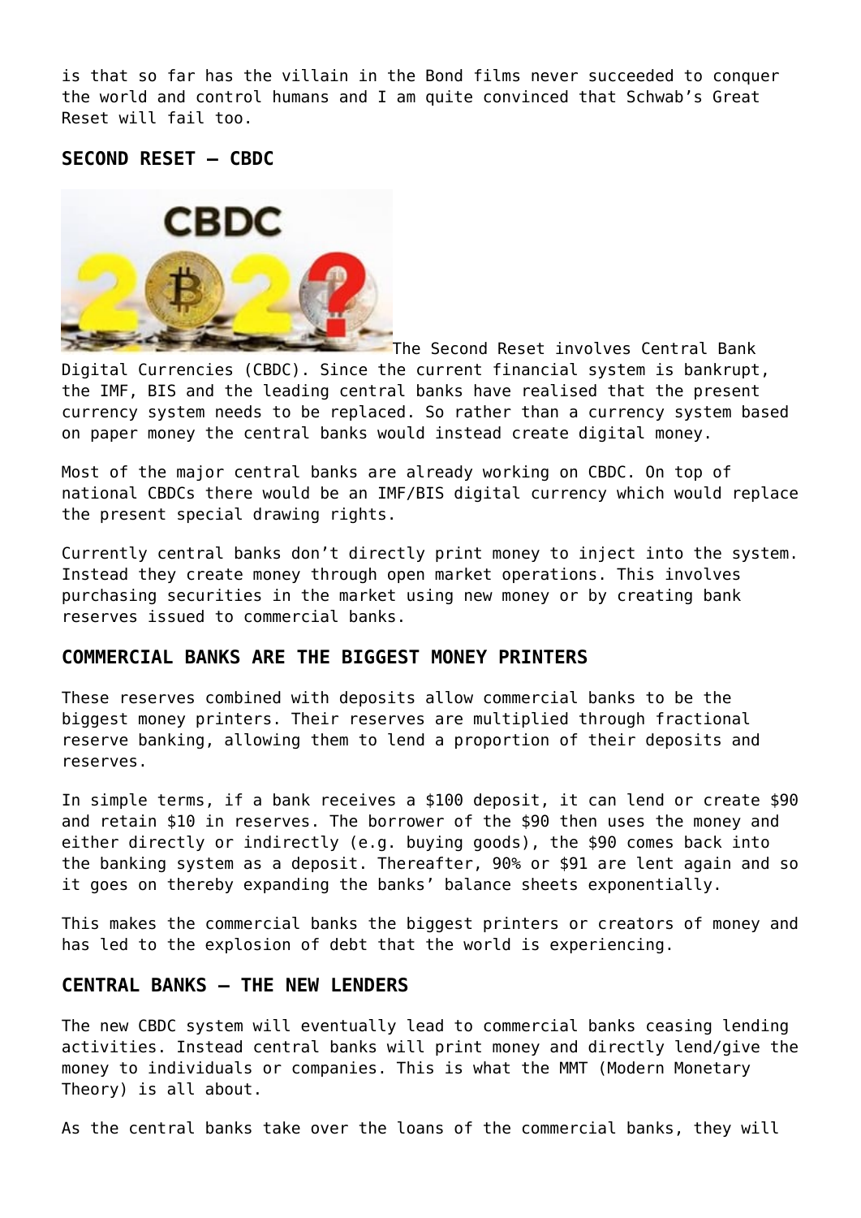is that so far has the villain in the Bond films never succeeded to conquer the world and control humans and I am quite convinced that Schwab's Great Reset will fail too.

### SECOND RESET – CBDC

The Second Reset involves Central Bank Digital Currencies (CBDC). Since the current financial system is bankrupt, the IMF, BIS and the leading central banks have realised that the present currency system needs to be replaced. So rather than a currency system based on paper money the central banks would instead create digital money.

Most of the major central banks are already working on CBDC. On top of national CBDCs there would be an IMF/BIS digital currency which would replace the present special drawing rights.

Currently central banks don't directly print money to inject into the system. Instead they create money through open market operations. This involves purchasing securities in the market using new money or by creating bank reserves issued to commercial banks.

### COMMERCIAL BANKS ARE THE BIGGEST MONEY PRINTERS

These reserves combined with deposits allow commercial banks to be the biggest money printers. Their reserves are multiplied through fractional reserve banking, allowing them to lend a proportion of their deposits and reserves.

In simple terms, if a bank receives a $100 deposit, it can lend or create $90 and retain $10 in reserves. The borrower of the $90 then uses the money and either directly or indirectly (e.g. buying goods), the $90 comes back into the banking system as a deposit. Thereafter, 90% or $91 are lent again and so it goes on thereby expanding the banks' balance sheets exponentially.

This makes the commercial banks the biggest printers or creators of money and has led to the explosion of debt that the world is experiencing.

### CENTRAL BANKS – THE NEW LENDERS

The new CBDC system will eventually lead to commercial banks ceasing lending activities. Instead central banks will print money and directly lend/give the money to individuals or companies. This is what the MMT (Modern Monetary Theory) is all about.

As the central banks take over the loans of the commercial banks, they will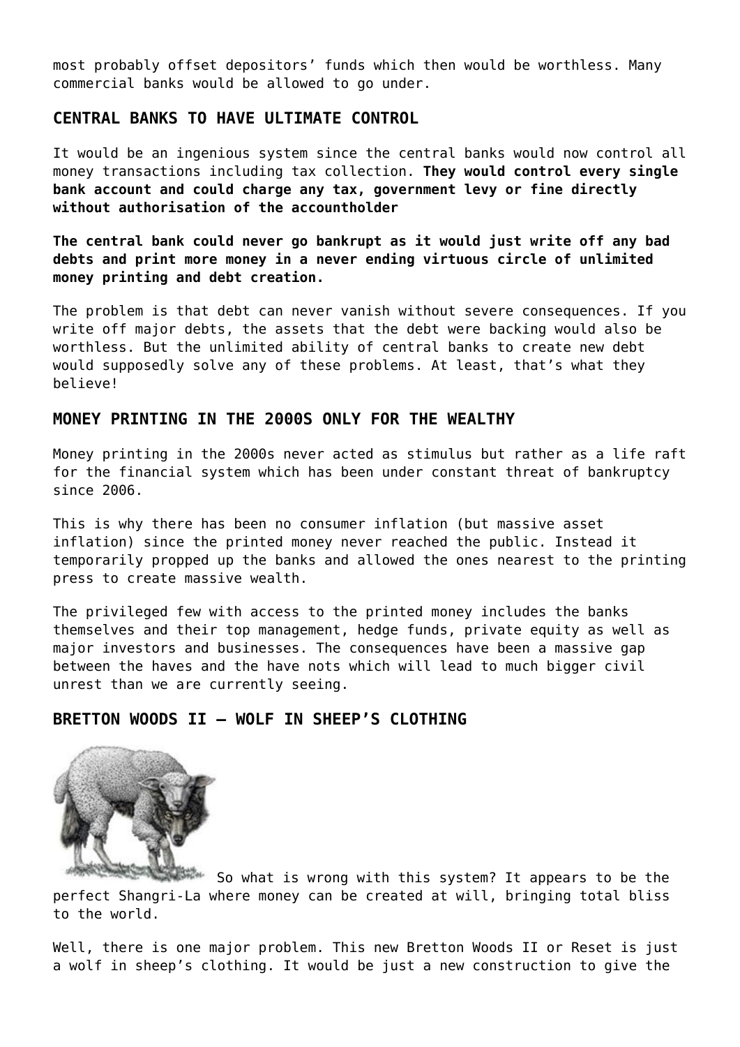most probably offset depositors' funds which then would be worthless. Many commercial banks would be allowed to go under.

### CENTRAL BANKS TO HAVE ULTIMATE CONTROL

It would be an ingenious system since the central banks would now control all money transactions including tax collection. **They would control every single bank account and could charge any tax, government levy or fine directly without authorisation of the accountholder**

**The central bank could never go bankrupt as it would just write off any bad debts and print more money in a never ending virtuous circle of unlimited money printing and debt creation.**

The problem is that debt can never vanish without severe consequences. If you write off major debts, the assets that the debt were backing would also be worthless. But the unlimited ability of central banks to create new debt would supposedly solve any of these problems. At least, that's what they believe!

### MONEY PRINTING IN THE 2000S ONLY FOR THE WEALTHY

Money printing in the 2000s never acted as stimulus but rather as a life raft for the financial system which has been under constant threat of bankruptcy since 2006.

This is why there has been no consumer inflation (but massive asset inflation) since the printed money never reached the public. Instead it temporarily propped up the banks and allowed the ones nearest to the printing press to create massive wealth.

The privileged few with access to the printed money includes the banks themselves and their top management, hedge funds, private equity as well as major investors and businesses. The consequences have been a massive gap between the haves and the have nots which will lead to much bigger civil unrest than we are currently seeing.

### BRETTON WOODS II – WOLF IN SHEEP'S CLOTHING

So what is wrong with this system? It appears to be the perfect Shangri-La where money can be created at will, bringing total bliss to the world.

Well, there is one major problem. This new Bretton Woods II or Reset is just a wolf in sheep's clothing. It would be just a new construction to give the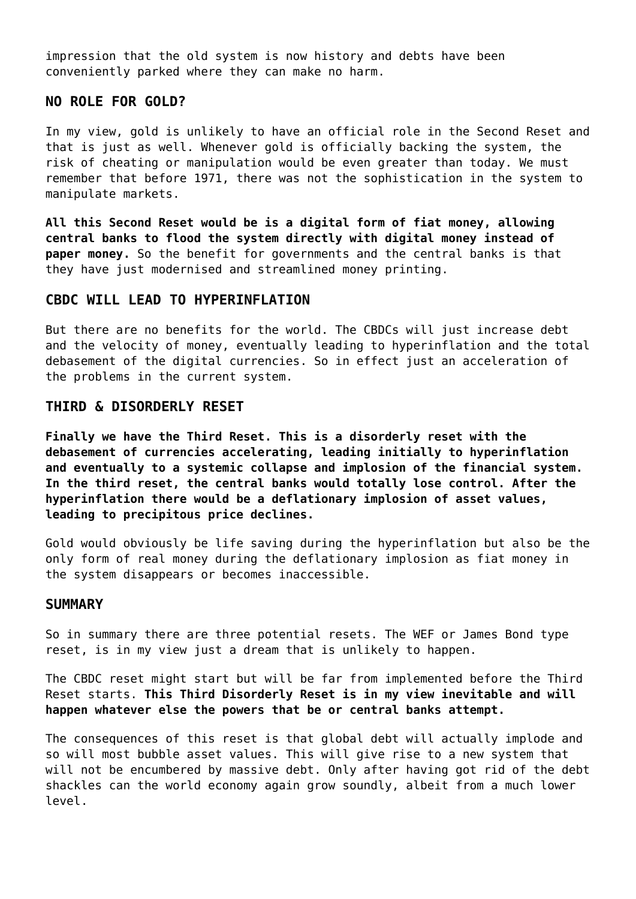impression that the old system is now history and debts have been conveniently parked where they can make no harm.

## NO ROLE FOR GOLD?

In my view, gold is unlikely to have an official role in the Second Reset and that is just as well. Whenever gold is officially backing the system, the risk of cheating or manipulation would be even greater than today. We must remember that before 1971, there was not the sophistication in the system to manipulate markets.

**All this Second Reset would be is a digital form of fiat money, allowing central banks to flood the system directly with digital money instead of paper money.** So the benefit for governments and the central banks is that they have just modernised and streamlined money printing.

## CBDC WILL LEAD TO HYPERINFLATION

But there are no benefits for the world. The CBDCs will just increase debt and the velocity of money, eventually leading to hyperinflation and the total debasement of the digital currencies. So in effect just an acceleration of the problems in the current system.

## THIRD & DISORDERLY RESET

**Finally we have the Third Reset. This is a disorderly reset with the debasement of currencies accelerating, leading initially to hyperinflation and eventually to a systemic collapse and implosion of the financial system. In the third reset, the central banks would totally lose control. After the hyperinflation there would be a deflationary implosion of asset values, leading to precipitous price declines.**

Gold would obviously be life saving during the hyperinflation but also be the only form of real money during the deflationary implosion as fiat money in the system disappears or becomes inaccessible.

## SUMMARY

So in summary there are three potential resets. The WEF or James Bond type reset, is in my view just a dream that is unlikely to happen.

The CBDC reset might start but will be far from implemented before the Third Reset starts. **This Third Disorderly Reset is in my view inevitable and will happen whatever else the powers that be or central banks attempt.**

The consequences of this reset is that global debt will actually implode and so will most bubble asset values. This will give rise to a new system that will not be encumbered by massive debt. Only after having got rid of the debt shackles can the world economy again grow soundly, albeit from a much lower level.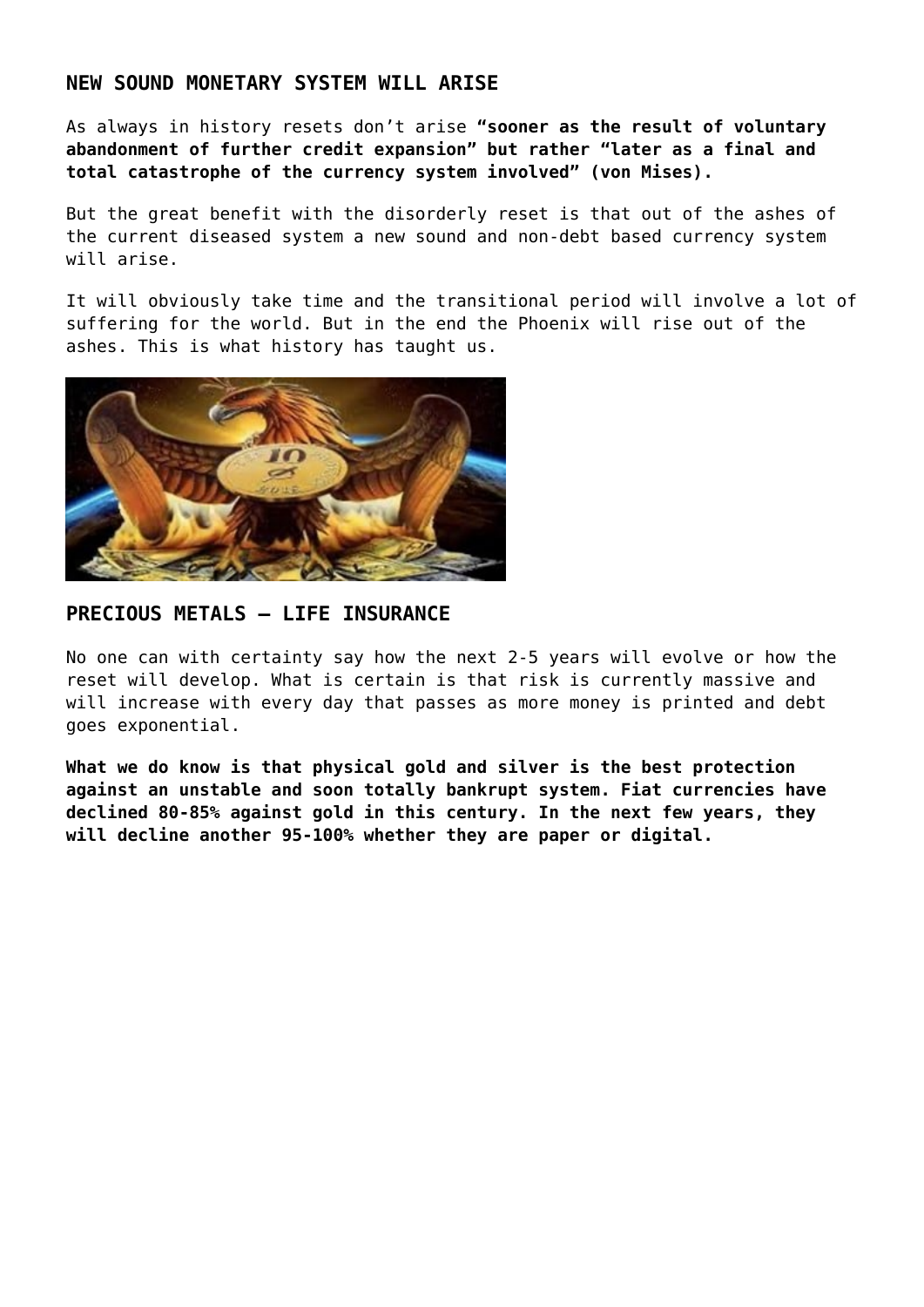## NEW SOUND MONETARY SYSTEM WILL ARISE

As always in history resets don't arise **"sooner as the result of voluntary abandonment of further credit expansion" but rather "later as a final and total catastrophe of the currency system involved" (von Mises).**

But the great benefit with the disorderly reset is that out of the ashes of the current diseased system a new sound and non-debt based currency system will arise.

It will obviously take time and the transitional period will involve a lot of suffering for the world. But in the end the Phoenix will rise out of the ashes. This is what history has taught us.

## PRECIOUS METALS – LIFE INSURANCE

No one can with certainty say how the next 2-5 years will evolve or how the reset will develop. What is certain is that risk is currently massive and will increase with every day that passes as more money is printed and debt goes exponential.

**What we do know is that physical gold and silver is the best protection against an unstable and soon totally bankrupt system. Fiat currencies have declined 80-85% against gold in this century. In the next few years, they will decline another 95-100% whether they are paper or digital.**